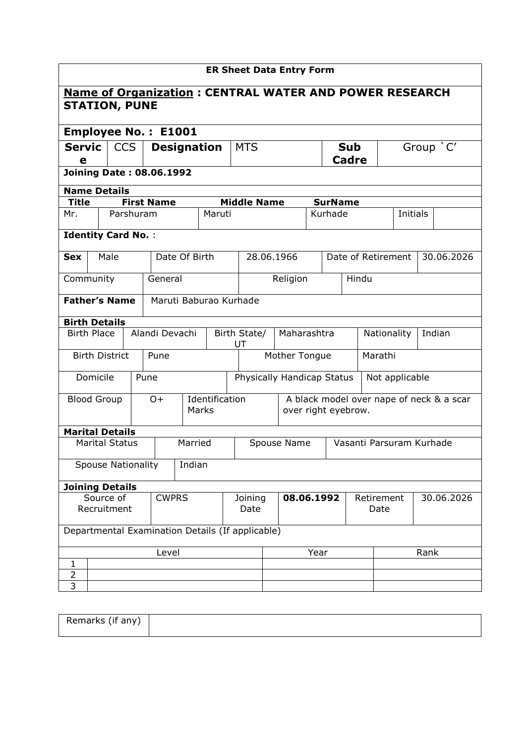**ER Sheet Data Entry Form**

## Name of Organization : CENTRAL WATER AND POWER RESEARCH STATION, PUNE

**Employee No. : E1001**

| **Service** | CCS | **Designation** | MTS | **Sub Cadre** | Group `C' |
|---|---|---|---|---|---|

**Joining Date : 08.06.1992**

**Name Details**

| **Title** | **First Name** | **Middle Name** | **SurName** | | |
|---|---|---|---|---|---|
| Mr. | Parshuram | Maruti | Kurhade | Initials | |

**Identity Card No.** :

| **Sex** | Male | Date Of Birth | 28.06.1966 | Date of Retirement | 30.06.2026 |
|---|---|---|---|---|---|
| Community | General | Religion | Hindu | | |

| **Father's Name** | Maruti Baburao Kurhade |
|---|---|

**Birth Details**

| Birth Place | Alandi Devachi | Birth State/ UT | Maharashtra | Nationality | Indian |
|---|---|---|---|---|---|
| Birth District | Pune | Mother Tongue | Marathi | | |
| Domicile | Pune | Physically Handicap Status | Not applicable | | |
| Blood Group | O+ | Identification Marks | A black model over nape of neck & a scar over right eyebrow. | | |

**Marital Details**

| Marital Status | Married | Spouse Name | Vasanti Parsuram Kurhade |
|---|---|---|---|
| Spouse Nationality | Indian | | |

**Joining Details**

| Source of Recruitment | CWPRS | Joining Date | **08.06.1992** | Retirement Date | 30.06.2026 |
|---|---|---|---|---|---|

Departmental Examination Details (If applicable)

| | Level | Year | Rank |
|---|---|---|---|
| 1 | | | |
| 2 | | | |
| 3 | | | |

| Remarks (if any) | |
|---|---|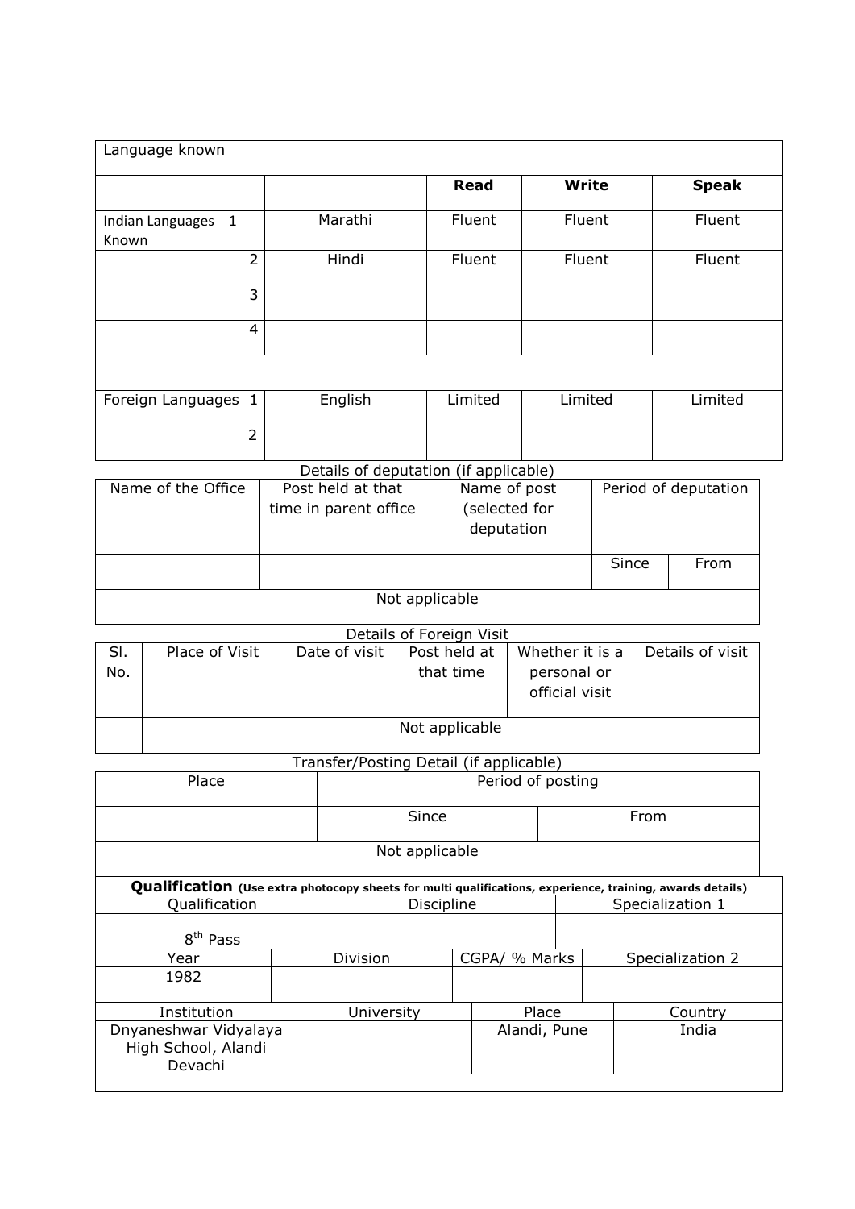| Language known | | | | |
|---|---|---|---|---|
| | | **Read** | **Write** | **Speak** |
| Indian Languages Known 1 | Marathi | Fluent | Fluent | Fluent |
| 2 | Hindi | Fluent | Fluent | Fluent |
| 3 | | | | |
| 4 | | | | |
| | | | | |
| Foreign Languages 1 | English | Limited | Limited | Limited |
| 2 | | | | |

Details of deputation (if applicable)

| Name of the Office | Post held at that time in parent office | Name of post (selected for deputation | Period of deputation | |
|---|---|---|---|---|
| | | | Since | From |
| Not applicable | | | | |

Details of Foreign Visit

| Sl. No. | Place of Visit | Date of visit | Post held at that time | Whether it is a personal or official visit | Details of visit |
|---|---|---|---|---|---|
| | Not applicable | | | | |

Transfer/Posting Detail (if applicable)

| Place | Period of posting | |
|---|---|---|
| | Since | From |
| Not applicable | | |

**Qualification** **(Use extra photocopy sheets for multi qualifications, experience, training, awards details)**

| Qualification | Discipline | Specialization 1 |
|---|---|---|
| 8th Pass | | |

| Year | Division | CGPA/ % Marks | Specialization 2 |
|---|---|---|---|
| 1982 | | | |

| Institution | University | Place | Country |
|---|---|---|---|
| Dnyaneshwar Vidyalaya High School, Alandi Devachi | | Alandi, Pune | India |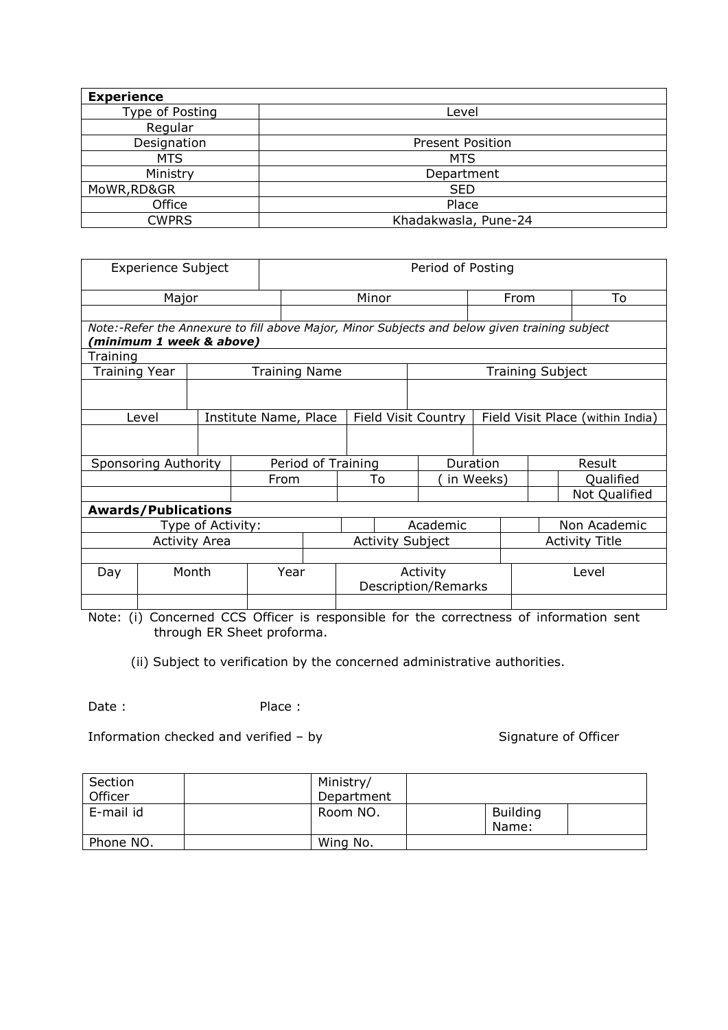| **Experience** | |
|---|---|
| Type of Posting | Level |
| Regular | |
| Designation | Present Position |
| MTS | MTS |
| Ministry | Department |
| MoWR,RD&GR | SED |
| Office | Place |
| CWPRS | Khadakwasla, Pune-24 |

| Experience Subject | | Period of Posting | |
|---|---|---|---|
| Major | Minor | From | To |
| | | | |

*Note:-Refer the Annexure to fill above Major, Minor Subjects and below given training subject* ***(minimum 1 week & above)***

| Training | | | |
|---|---|---|---|
| Training Year | Training Name | Training Subject | |
| | | | |
| Level | Institute Name, Place | Field Visit Country | Field Visit Place (within India) |
| | | | |

| Sponsoring Authority | Period of Training | | Duration | Result | |
|---|---|---|---|---|---|
| | From | To | ( in Weeks) | | Qualified |
| | | | | | Not Qualified |

| **Awards/Publications** | | | | |
|---|---|---|---|---|
| Type of Activity: | | Academic | | Non Academic |
| Activity Area | Activity Subject | | Activity Title | |
| | | | | |

| Day | Month | Year | Activity Description/Remarks | Level |
|---|---|---|---|---|
| | | | | |

Note: (i) Concerned CCS Officer is responsible for the correctness of information sent through ER Sheet proforma.

(ii) Subject to verification by the concerned administrative authorities.

Date : Place :

Information checked and verified – by Signature of Officer

| | | | | | |
|---|---|---|---|---|---|
| Section Officer | | Ministry/ Department | | | |
| E-mail id | | Room NO. | | Building Name: | |
| Phone NO. | | Wing No. | | | |